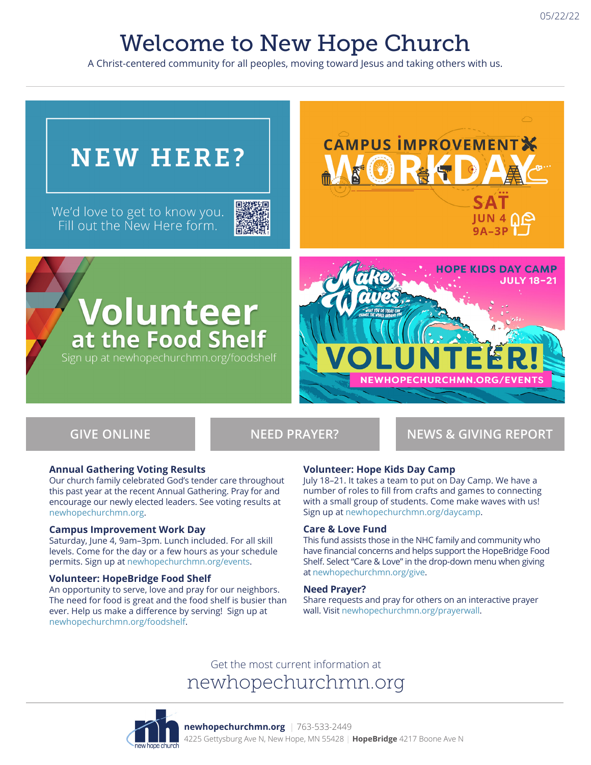05/22/22

# Welcome to New Hope Church

A Christ-centered community for all peoples, moving toward Jesus and taking others with us.

## NEW HERE?

We'd love to get to know you. Fill out the New Here form.

## CAMPUS IMPROVEMENT WORKDAY

SAT JUN 4 9A–3P

## Volunteer at the Food Shelf

Sign up at newhopechurchmn.org/foodshelf

## HOPE KIDS DAY CAMP JULY 18–21

Make Waves

WHAT YOU DO TODAY CAN CHANGE THE WORLD AROUND YOU

VOLUNTEER!

NEWHOPECHURCHMN.ORG/EVENTS

GIVE ONLINE | NEED PRAYER? | NEWS & GIVING REPORT

### Annual Gathering Voting Results

Our church family celebrated God's tender care throughout this past year at the recent Annual Gathering. Pray for and encourage our newly elected leaders. See voting results at newhopechurchmn.org.

### Campus Improvement Work Day

Saturday, June 4, 9am–3pm. Lunch included. For all skill levels. Come for the day or a few hours as your schedule permits. Sign up at newhopechurchmn.org/events.

### Volunteer: HopeBridge Food Shelf

An opportunity to serve, love and pray for our neighbors. The need for food is great and the food shelf is busier than ever. Help us make a difference by serving! Sign up at newhopechurchmn.org/foodshelf.

### Volunteer: Hope Kids Day Camp

July 18–21. It takes a team to put on Day Camp. We have a number of roles to fill from crafts and games to connecting with a small group of students. Come make waves with us! Sign up at newhopechurchmn.org/daycamp.

### Care & Love Fund

This fund assists those in the NHC family and community who have financial concerns and helps support the HopeBridge Food Shelf. Select "Care & Love" in the drop-down menu when giving at newhopechurchmn.org/give.

### Need Prayer?

Share requests and pray for others on an interactive prayer wall. Visit newhopechurchmn.org/prayerwall.

Get the most current information at

newhopechurchmn.org

**newhopechurchmn.org** | 763-533-2449

4225 Gettysburg Ave N, New Hope, MN 55428 | **HopeBridge** 4217 Boone Ave N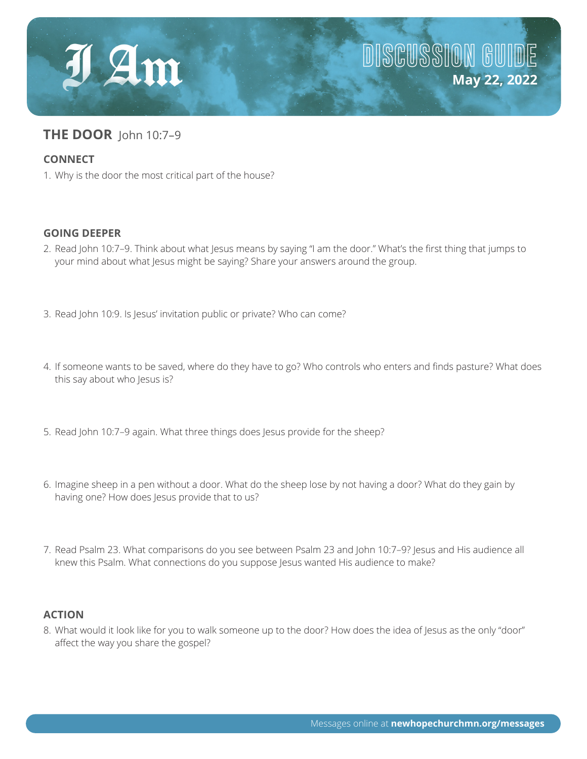# I Am

## DISCUSSION GUIDE

**May 22, 2022**

## THE DOOR John 10:7–9

### CONNECT

1. Why is the door the most critical part of the house?

### GOING DEEPER

2. Read John 10:7–9. Think about what Jesus means by saying "I am the door." What's the first thing that jumps to your mind about what Jesus might be saying? Share your answers around the group.

3. Read John 10:9. Is Jesus' invitation public or private? Who can come?

4. If someone wants to be saved, where do they have to go? Who controls who enters and finds pasture? What does this say about who Jesus is?

5. Read John 10:7–9 again. What three things does Jesus provide for the sheep?

6. Imagine sheep in a pen without a door. What do the sheep lose by not having a door? What do they gain by having one? How does Jesus provide that to us?

7. Read Psalm 23. What comparisons do you see between Psalm 23 and John 10:7–9? Jesus and His audience all knew this Psalm. What connections do you suppose Jesus wanted His audience to make?

### ACTION

8. What would it look like for you to walk someone up to the door? How does the idea of Jesus as the only "door" affect the way you share the gospel?

Messages online at **newhopechurchmn.org/messages**